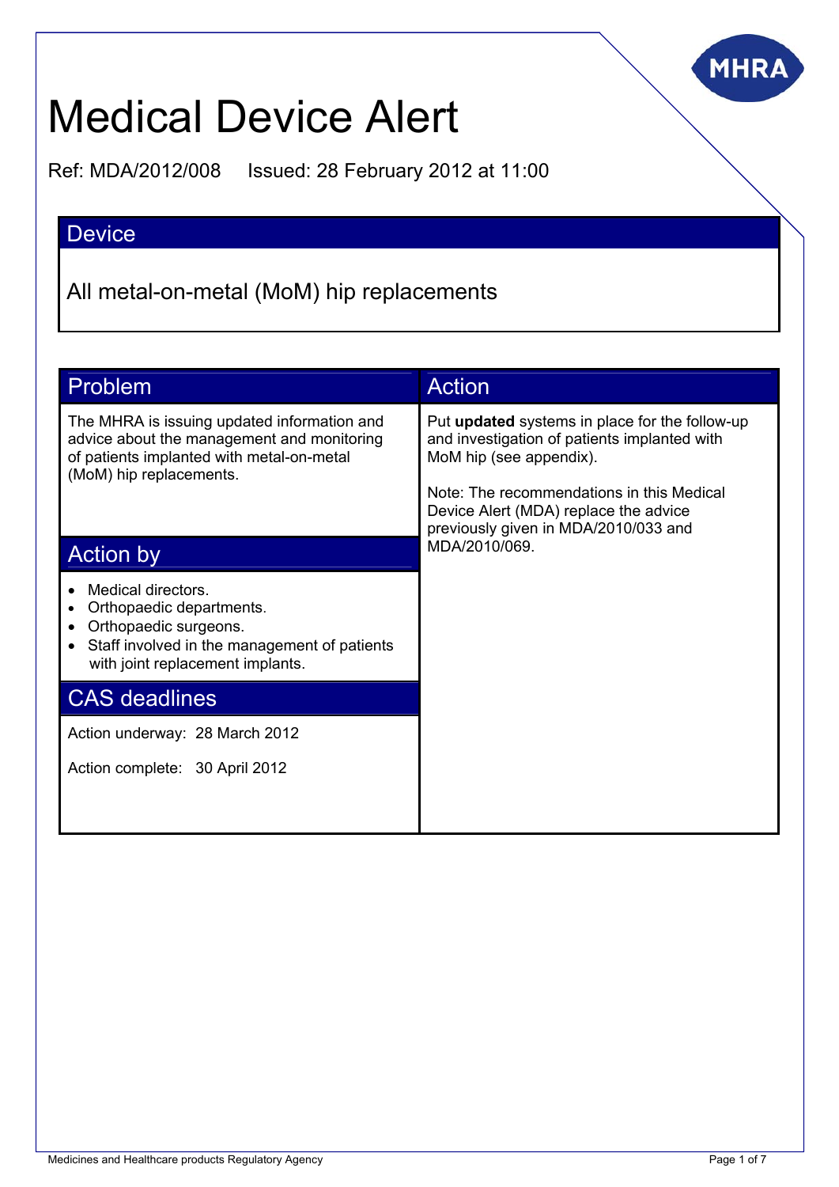# Medical Device Alert

Ref: MDA/2012/008 Issued: 28 February 2012 at 11:00

## Device

All metal-on-metal (MoM) hip replacements

## Problem

The MHRA is issuing updated information and advice about the management and monitoring of patients implanted with metal-on-metal (MoM) hip replacements.

## Action by

- Medical directors.
- Orthopaedic departments.
- Orthopaedic surgeons.
- Staff involved in the management of patients with joint replacement implants.

## CAS deadlines

Action underway: 28 March 2012

Action complete: 30 April 2012

## Action

Put **updated** systems in place for the follow-up and investigation of patients implanted with MoM hip (see appendix).

Note: The recommendations in this Medical Device Alert (MDA) replace the advice previously given in MDA/2010/033 and MDA/2010/069.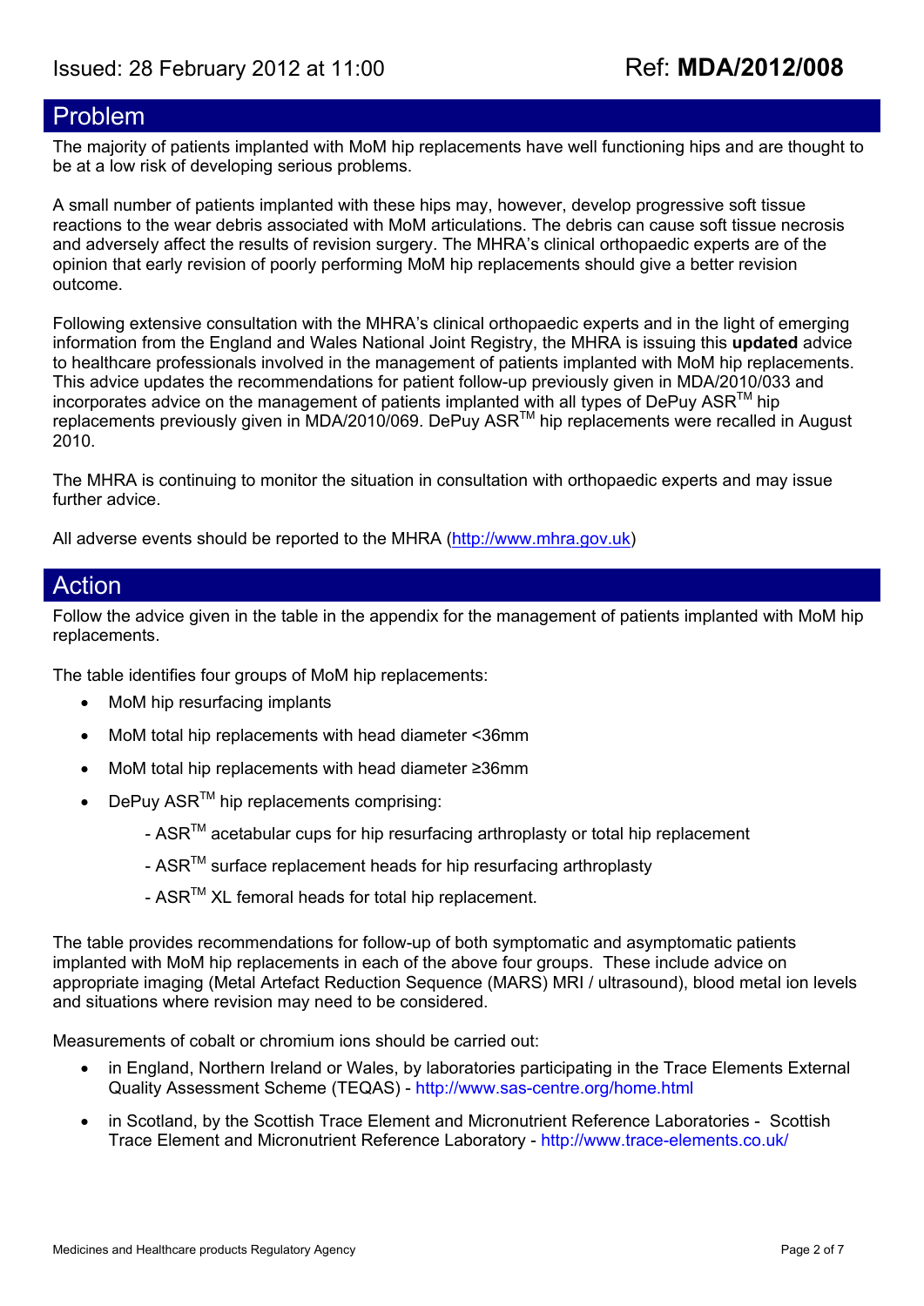Issued: 28 February 2012 at 11:00 Ref: **MDA/2012/008**

## Problem

The majority of patients implanted with MoM hip replacements have well functioning hips and are thought to be at a low risk of developing serious problems.

A small number of patients implanted with these hips may, however, develop progressive soft tissue reactions to the wear debris associated with MoM articulations. The debris can cause soft tissue necrosis and adversely affect the results of revision surgery. The MHRA's clinical orthopaedic experts are of the opinion that early revision of poorly performing MoM hip replacements should give a better revision outcome.

Following extensive consultation with the MHRA's clinical orthopaedic experts and in the light of emerging information from the England and Wales National Joint Registry, the MHRA is issuing this **updated** advice to healthcare professionals involved in the management of patients implanted with MoM hip replacements. This advice updates the recommendations for patient follow-up previously given in MDA/2010/033 and incorporates advice on the management of patients implanted with all types of DePuy ASR™ hip replacements previously given in MDA/2010/069. DePuy ASR™ hip replacements were recalled in August 2010.

The MHRA is continuing to monitor the situation in consultation with orthopaedic experts and may issue further advice.

All adverse events should be reported to the MHRA (http://www.mhra.gov.uk)

## Action

Follow the advice given in the table in the appendix for the management of patients implanted with MoM hip replacements.

The table identifies four groups of MoM hip replacements:

- MoM hip resurfacing implants
- MoM total hip replacements with head diameter <36mm
- MoM total hip replacements with head diameter ≥36mm
- DePuy ASR™ hip replacements comprising:
  - ASR™ acetabular cups for hip resurfacing arthroplasty or total hip replacement
  - ASR™ surface replacement heads for hip resurfacing arthroplasty
  - ASR™ XL femoral heads for total hip replacement.

The table provides recommendations for follow-up of both symptomatic and asymptomatic patients implanted with MoM hip replacements in each of the above four groups. These include advice on appropriate imaging (Metal Artefact Reduction Sequence (MARS) MRI / ultrasound), blood metal ion levels and situations where revision may need to be considered.

Measurements of cobalt or chromium ions should be carried out:

- in England, Northern Ireland or Wales, by laboratories participating in the Trace Elements External Quality Assessment Scheme (TEQAS) - http://www.sas-centre.org/home.html
- in Scotland, by the Scottish Trace Element and Micronutrient Reference Laboratories - Scottish Trace Element and Micronutrient Reference Laboratory - http://www.trace-elements.co.uk/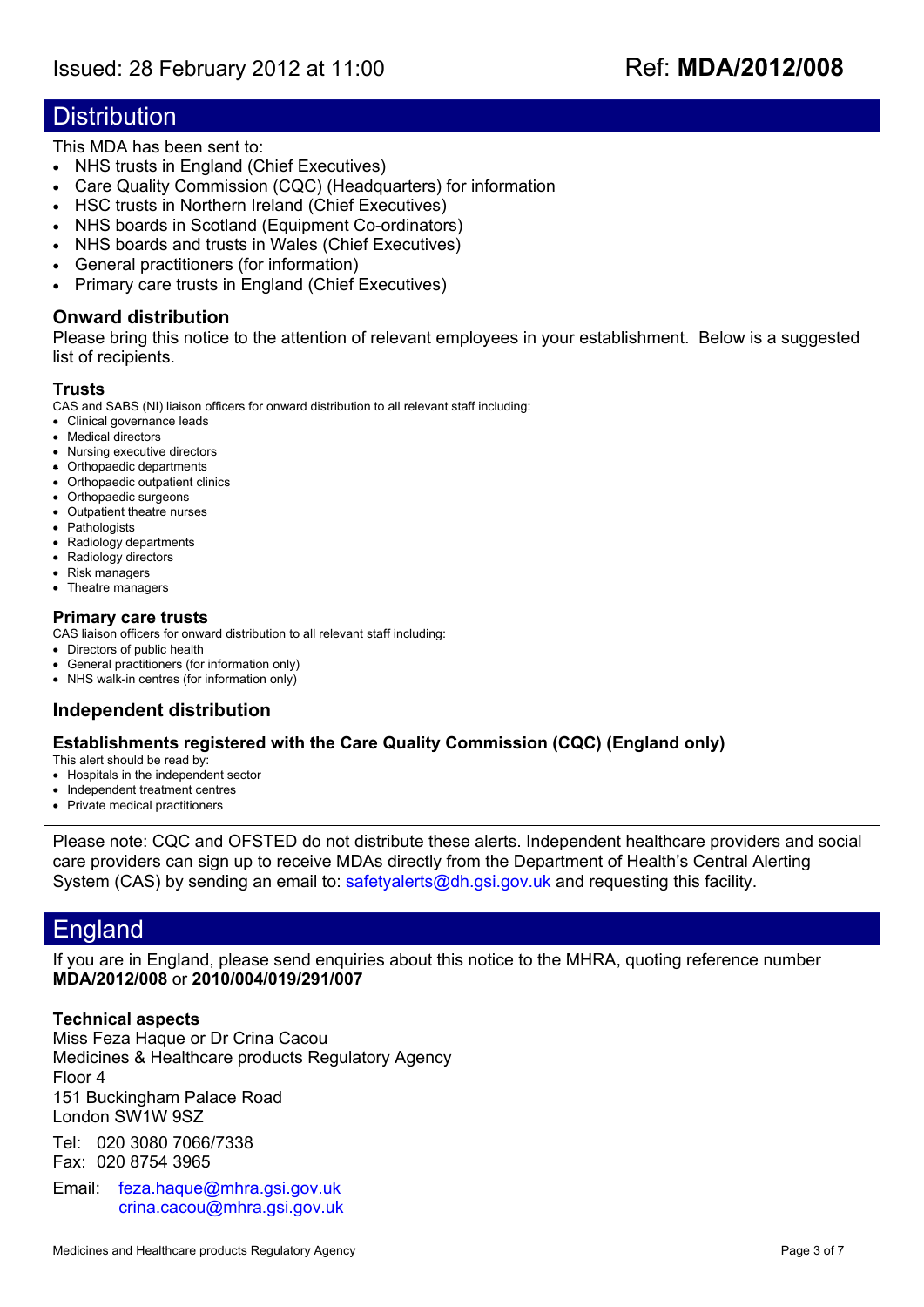## Distribution

This MDA has been sent to:

- NHS trusts in England (Chief Executives)
- Care Quality Commission (CQC) (Headquarters) for information
- HSC trusts in Northern Ireland (Chief Executives)
- NHS boards in Scotland (Equipment Co-ordinators)
- NHS boards and trusts in Wales (Chief Executives)
- General practitioners (for information)
- Primary care trusts in England (Chief Executives)

### Onward distribution

Please bring this notice to the attention of relevant employees in your establishment. Below is a suggested list of recipients.

#### Trusts

CAS and SABS (NI) liaison officers for onward distribution to all relevant staff including:

- Clinical governance leads
- Medical directors
- Nursing executive directors
- Orthopaedic departments
- Orthopaedic outpatient clinics
- Orthopaedic surgeons
- Outpatient theatre nurses
- Pathologists
- Radiology departments
- Radiology directors
- Risk managers
- Theatre managers

#### Primary care trusts

CAS liaison officers for onward distribution to all relevant staff including:

- Directors of public health
- General practitioners (for information only)
- NHS walk-in centres (for information only)

### Independent distribution

#### Establishments registered with the Care Quality Commission (CQC) (England only)

This alert should be read by:

- Hospitals in the independent sector
- Independent treatment centres
- Private medical practitioners

Please note: CQC and OFSTED do not distribute these alerts. Independent healthcare providers and social care providers can sign up to receive MDAs directly from the Department of Health's Central Alerting System (CAS) by sending an email to: safetyalerts@dh.gsi.gov.uk and requesting this facility.

## England

If you are in England, please send enquiries about this notice to the MHRA, quoting reference number **MDA/2012/008** or **2010/004/019/291/007**

#### Technical aspects

Miss Feza Haque or Dr Crina Cacou
Medicines & Healthcare products Regulatory Agency
Floor 4
151 Buckingham Palace Road
London SW1W 9SZ

Tel: 020 3080 7066/7338
Fax: 020 8754 3965

Email: feza.haque@mhra.gsi.gov.uk
crina.cacou@mhra.gsi.gov.uk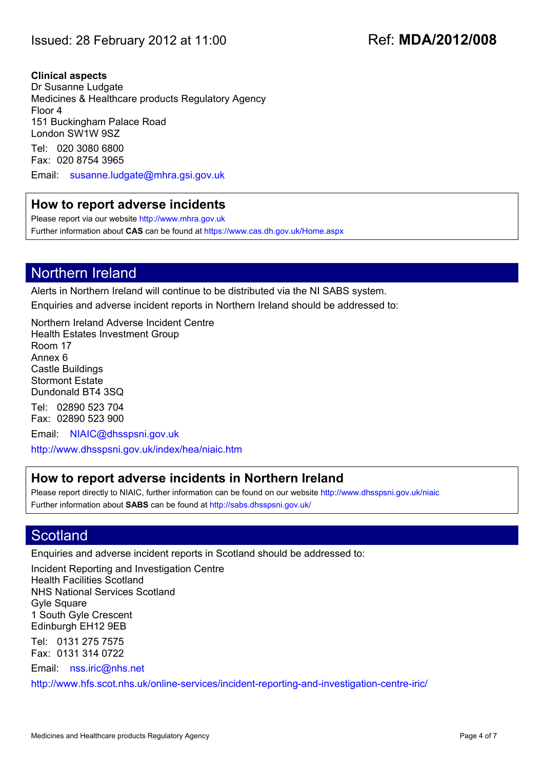**Clinical aspects**
Dr Susanne Ludgate
Medicines & Healthcare products Regulatory Agency
Floor 4
151 Buckingham Palace Road
London SW1W 9SZ

Tel: 020 3080 6800
Fax: 020 8754 3965

Email: susanne.ludgate@mhra.gsi.gov.uk

### How to report adverse incidents

Please report via our website http://www.mhra.gov.uk

Further information about **CAS** can be found at https://www.cas.dh.gov.uk/Home.aspx

## Northern Ireland

Alerts in Northern Ireland will continue to be distributed via the NI SABS system.

Enquiries and adverse incident reports in Northern Ireland should be addressed to:

Northern Ireland Adverse Incident Centre
Health Estates Investment Group
Room 17
Annex 6
Castle Buildings
Stormont Estate
Dundonald BT4 3SQ

Tel: 02890 523 704
Fax: 02890 523 900

Email: NIAIC@dhsspsni.gov.uk

http://www.dhsspsni.gov.uk/index/hea/niaic.htm

### How to report adverse incidents in Northern Ireland

Please report directly to NIAIC, further information can be found on our website http://www.dhsspsni.gov.uk/niaic

Further information about **SABS** can be found at http://sabs.dhsspsni.gov.uk/

## Scotland

Enquiries and adverse incident reports in Scotland should be addressed to:

Incident Reporting and Investigation Centre
Health Facilities Scotland
NHS National Services Scotland
Gyle Square
1 South Gyle Crescent
Edinburgh EH12 9EB

Tel: 0131 275 7575
Fax: 0131 314 0722

Email: nss.iric@nhs.net

http://www.hfs.scot.nhs.uk/online-services/incident-reporting-and-investigation-centre-iric/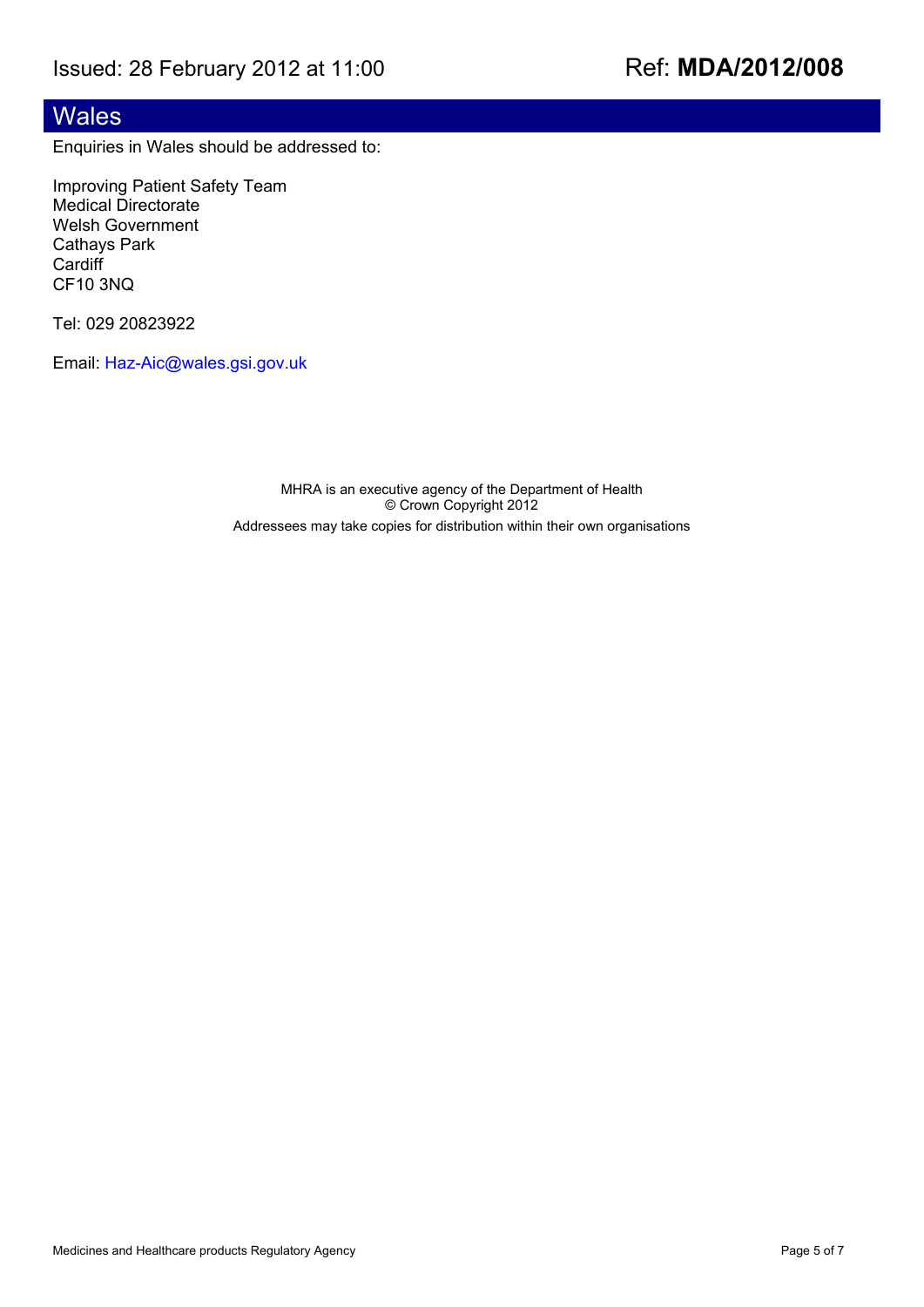## Wales

Enquiries in Wales should be addressed to:

Improving Patient Safety Team
Medical Directorate
Welsh Government
Cathays Park
Cardiff
CF10 3NQ

Tel: 029 20823922

Email: Haz-Aic@wales.gsi.gov.uk

MHRA is an executive agency of the Department of Health
© Crown Copyright 2012
Addressees may take copies for distribution within their own organisations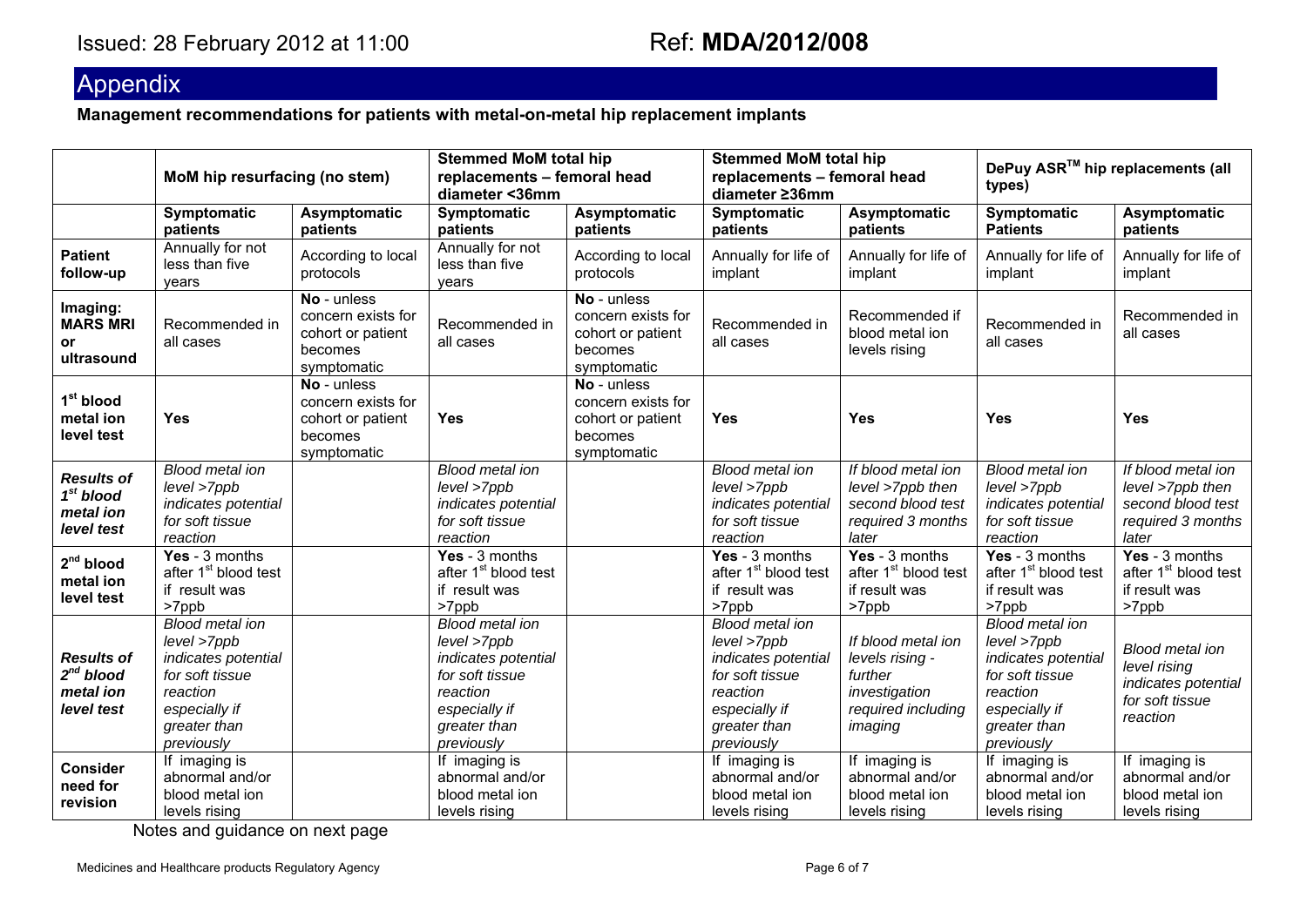Issued: 28 February 2012 at 11:00 Ref: **MDA/2012/008**

# Appendix

**Management recommendations for patients with metal-on-metal hip replacement implants**

| | **MoM hip resurfacing (no stem)** | | **Stemmed MoM total hip replacements – femoral head diameter <36mm** | | **Stemmed MoM total hip replacements – femoral head diameter ≥36mm** | | **DePuy ASR™ hip replacements (all types)** | |
|---|---|---|---|---|---|---|---|---|
| | **Symptomatic patients** | **Asymptomatic patients** | **Symptomatic patients** | **Asymptomatic patients** | **Symptomatic patients** | **Asymptomatic patients** | **Symptomatic Patients** | **Asymptomatic patients** |
| **Patient follow-up** | Annually for not less than five years | According to local protocols | Annually for not less than five years | According to local protocols | Annually for life of implant | Annually for life of implant | Annually for life of implant | Annually for life of implant |
| **Imaging: MARS MRI or ultrasound** | Recommended in all cases | **No** - unless concern exists for cohort or patient becomes symptomatic | Recommended in all cases | **No** - unless concern exists for cohort or patient becomes symptomatic | Recommended in all cases | Recommended if blood metal ion levels rising | Recommended in all cases | Recommended in all cases |
| **1st blood metal ion level test** | **Yes** | **No** - unless concern exists for cohort or patient becomes symptomatic | **Yes** | **No** - unless concern exists for cohort or patient becomes symptomatic | **Yes** | **Yes** | **Yes** | **Yes** |
| ***Results of 1st blood metal ion level test*** | *Blood metal ion level >7ppb indicates potential for soft tissue reaction* | | *Blood metal ion level >7ppb indicates potential for soft tissue reaction* | | *Blood metal ion level >7ppb indicates potential for soft tissue reaction* | *If blood metal ion level >7ppb then second blood test required 3 months later* | *Blood metal ion level >7ppb indicates potential for soft tissue reaction* | *If blood metal ion level >7ppb then second blood test required 3 months later* |
| **2nd blood metal ion level test** | **Yes** - 3 months after 1st blood test if result was >7ppb | | **Yes** - 3 months after 1st blood test if result was >7ppb | | **Yes** - 3 months after 1st blood test if result was >7ppb | **Yes** - 3 months after 1st blood test if result was >7ppb | **Yes** - 3 months after 1st blood test if result was >7ppb | **Yes** - 3 months after 1st blood test if result was >7ppb |
| ***Results of 2nd blood metal ion level test*** | *Blood metal ion level >7ppb indicates potential for soft tissue reaction especially if greater than previously* | | *Blood metal ion level >7ppb indicates potential for soft tissue reaction especially if greater than previously* | | *Blood metal ion level >7ppb indicates potential for soft tissue reaction especially if greater than previously* | *If blood metal ion levels rising - further investigation required including imaging* | *Blood metal ion level >7ppb indicates potential for soft tissue reaction especially if greater than previously* | *Blood metal ion level rising indicates potential for soft tissue reaction* |
| **Consider need for revision** | If imaging is abnormal and/or blood metal ion levels rising | | If imaging is abnormal and/or blood metal ion levels rising | | If imaging is abnormal and/or blood metal ion levels rising | If imaging is abnormal and/or blood metal ion levels rising | If imaging is abnormal and/or blood metal ion levels rising | If imaging is abnormal and/or blood metal ion levels rising |

Notes and guidance on next page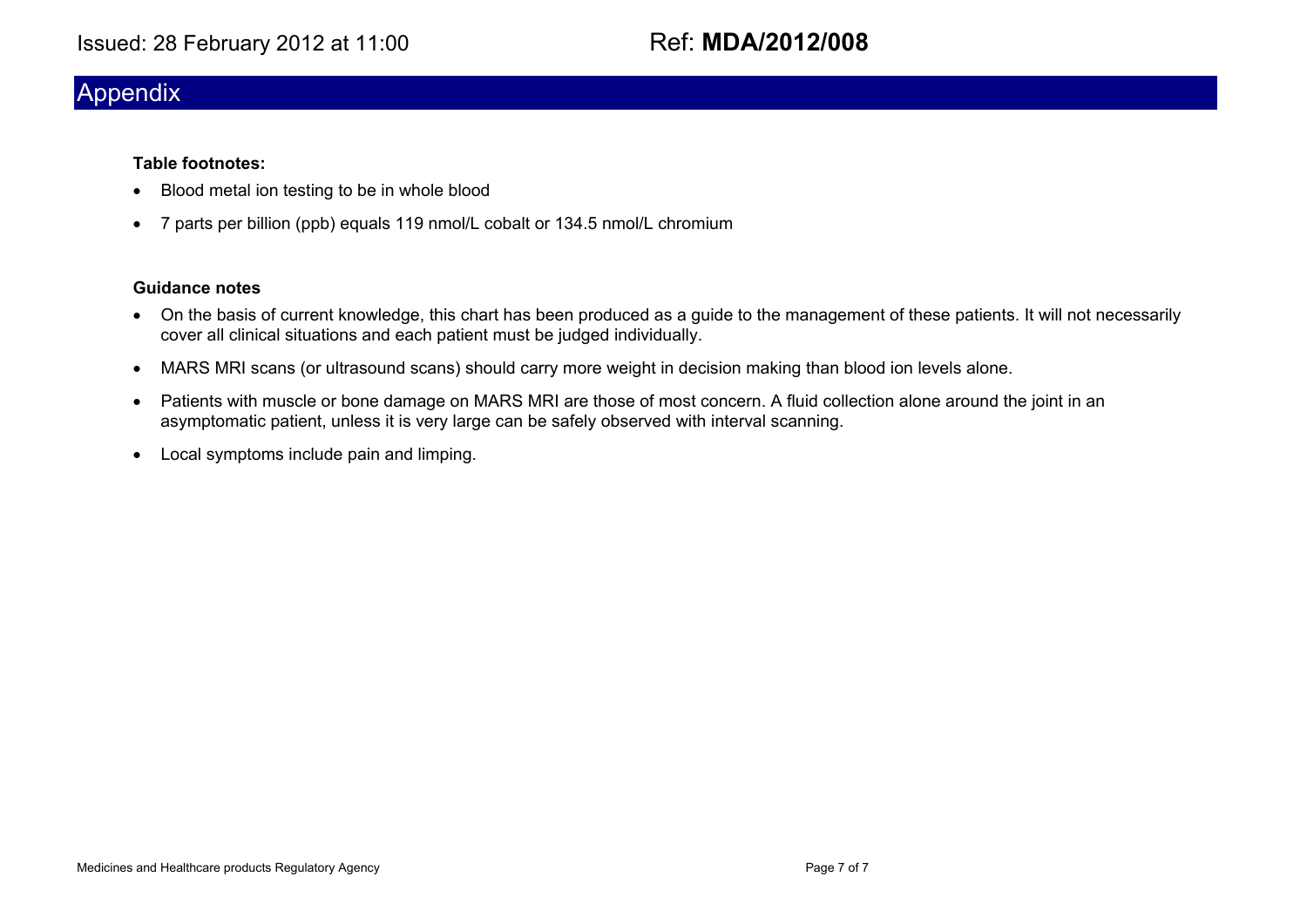## Appendix

**Table footnotes:**

- Blood metal ion testing to be in whole blood
- 7 parts per billion (ppb) equals 119 nmol/L cobalt or 134.5 nmol/L chromium

**Guidance notes**

- On the basis of current knowledge, this chart has been produced as a guide to the management of these patients. It will not necessarily cover all clinical situations and each patient must be judged individually.
- MARS MRI scans (or ultrasound scans) should carry more weight in decision making than blood ion levels alone.
- Patients with muscle or bone damage on MARS MRI are those of most concern. A fluid collection alone around the joint in an asymptomatic patient, unless it is very large can be safely observed with interval scanning.
- Local symptoms include pain and limping.